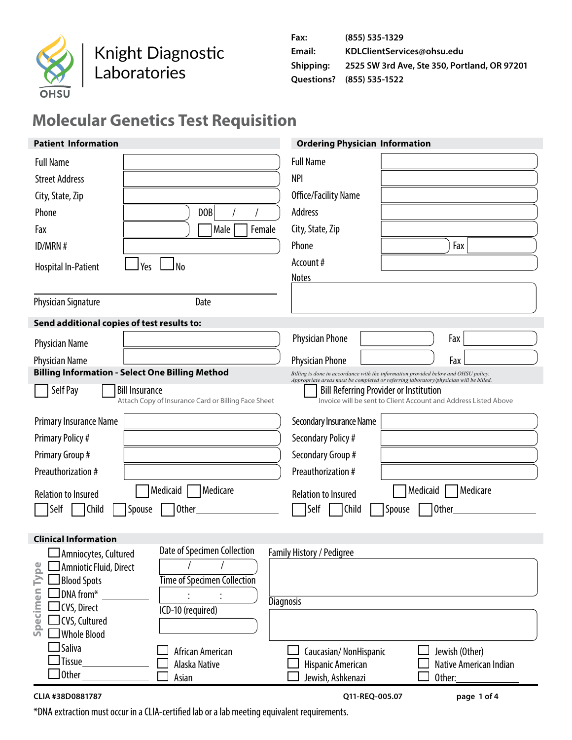Knight Diagnostic Laboratories
OHSU

**Fax:** (855) 535-1329
**Email:** KDLClientServices@ohsu.edu
**Shipping:** 2525 SW 3rd Ave, Ste 350, Portland, OR 97201
**Questions?** (855) 535-1522

# Molecular Genetics Test Requisition

## Patient Information

Full Name
Street Address
City, State, Zip
Phone DOB / /
Fax ☐ Male ☐ Female
ID/MRN #
Hospital In-Patient ☐ Yes ☐ No

Physician Signature Date

## Ordering Physician Information

Full Name
NPI
Office/Facility Name
Address
City, State, Zip
Phone Fax
Account #
Notes

## Send additional copies of test results to:

Physician Name Physician Phone Fax
Physician Name Physician Phone Fax

## Billing Information - Select One Billing Method

*Billing is done in accordance with the information provided below and OHSU policy. Appropriate areas must be completed or referring laboratory/physician will be billed.*

☐ Self Pay ☐ Bill Insurance
Attach Copy of Insurance Card or Billing Face Sheet

☐ Bill Referring Provider or Institution
Invoice will be sent to Client Account and Address Listed Above

Primary Insurance Name
Primary Policy #
Primary Group #
Preauthorization #
☐ Medicaid ☐ Medicare
Relation to Insured
☐ Self ☐ Child ☐ Spouse ☐ Other\_\_\_\_\_\_\_\_\_\_\_\_

Secondary Insurance Name
Secondary Policy #
Secondary Group #
Preauthorization #
☐ Medicaid ☐ Medicare
Relation to Insured
☐ Self ☐ Child ☐ Spouse ☐ Other\_\_\_\_\_\_\_\_\_\_\_\_

## Clinical Information

**Specimen Type**
- ☐ Amniocytes, Cultured
- ☐ Amniotic Fluid, Direct
- ☐ Blood Spots
- ☐ DNA from* \_\_\_\_\_\_\_\_\_\_
- ☐ CVS, Direct
- ☐ CVS, Cultured
- ☐ Whole Blood
- ☐ Saliva
- ☐ Tissue\_\_\_\_\_\_\_\_\_\_
- ☐ Other \_\_\_\_\_\_\_\_\_\_

Date of Specimen Collection / /
Time of Specimen Collection : :
ICD-10 (required)

Family History / Pedigree

Diagnosis

- ☐ African American
- ☐ Alaska Native
- ☐ Asian
- ☐ Caucasian/ NonHispanic
- ☐ Hispanic American
- ☐ Jewish, Ashkenazi
- ☐ Jewish (Other)
- ☐ Native American Indian
- ☐ Other:\_\_\_\_\_\_\_\_\_\_

CLIA #38D0881787 Q11-REQ-005.07

*DNA extraction must occur in a CLIA-certified lab or a lab meeting equivalent requirements.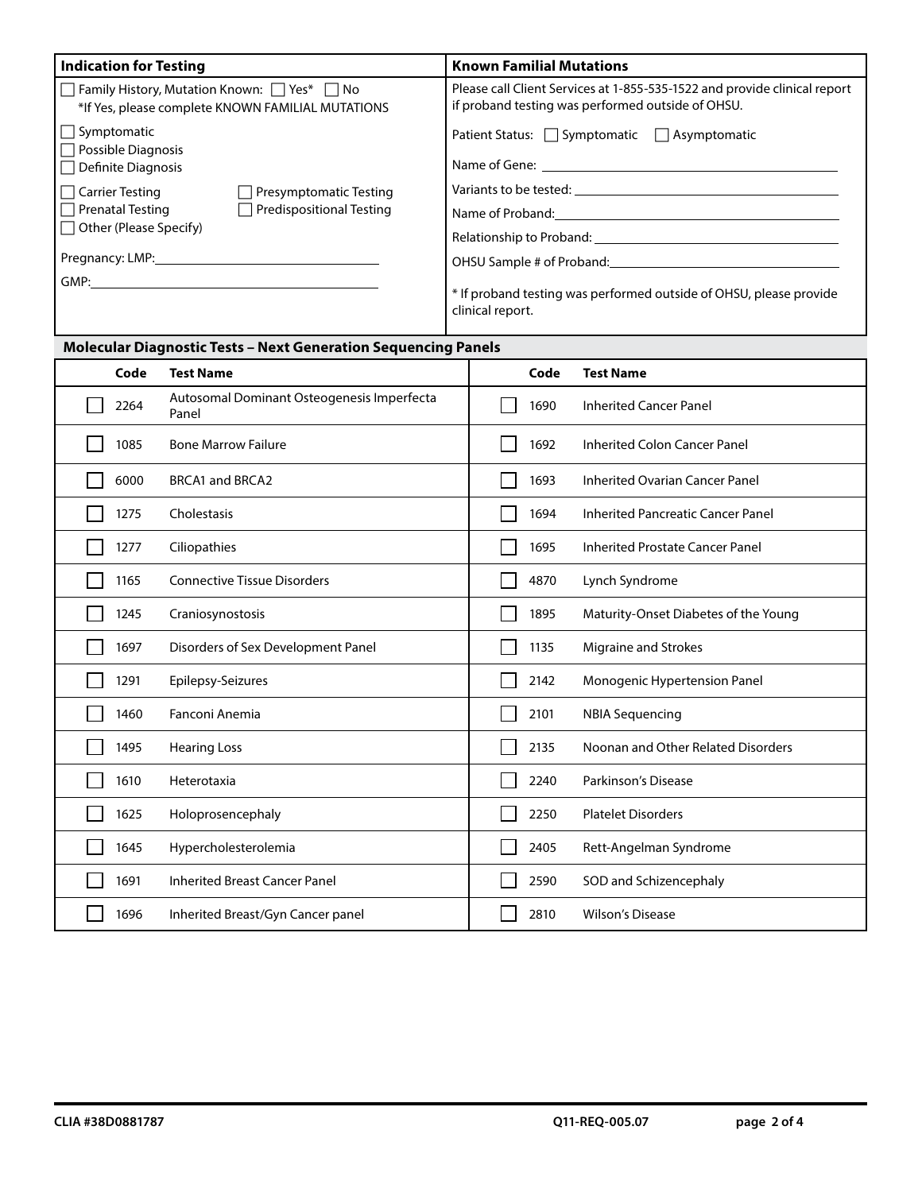## Indication for Testing

- ☐ Family History, Mutation Known: ☐ Yes* ☐ No
  *If Yes, please complete KNOWN FAMILIAL MUTATIONS
- ☐ Symptomatic
- ☐ Possible Diagnosis
- ☐ Definite Diagnosis
- ☐ Carrier Testing
- ☐ Presymptomatic Testing
- ☐ Prenatal Testing
- ☐ Predispositional Testing
- ☐ Other (Please Specify)

Pregnancy: LMP: ______________________

GMP: ______________________

## Known Familial Mutations

Please call Client Services at 1-855-535-1522 and provide clinical report if proband testing was performed outside of OHSU.

Patient Status: ☐ Symptomatic ☐ Asymptomatic

Name of Gene: ______________________

Variants to be tested: ______________________

Name of Proband: ______________________

Relationship to Proband: ______________________

OHSU Sample # of Proband: ______________________

* If proband testing was performed outside of OHSU, please provide clinical report.

## Molecular Diagnostic Tests – Next Generation Sequencing Panels

| | Code | Test Name | | Code | Test Name |
|---|---|---|---|---|---|
| ☐ | 2264 | Autosomal Dominant Osteogenesis Imperfecta Panel | ☐ | 1690 | Inherited Cancer Panel |
| ☐ | 1085 | Bone Marrow Failure | ☐ | 1692 | Inherited Colon Cancer Panel |
| ☐ | 6000 | BRCA1 and BRCA2 | ☐ | 1693 | Inherited Ovarian Cancer Panel |
| ☐ | 1275 | Cholestasis | ☐ | 1694 | Inherited Pancreatic Cancer Panel |
| ☐ | 1277 | Ciliopathies | ☐ | 1695 | Inherited Prostate Cancer Panel |
| ☐ | 1165 | Connective Tissue Disorders | ☐ | 4870 | Lynch Syndrome |
| ☐ | 1245 | Craniosynostosis | ☐ | 1895 | Maturity-Onset Diabetes of the Young |
| ☐ | 1697 | Disorders of Sex Development Panel | ☐ | 1135 | Migraine and Strokes |
| ☐ | 1291 | Epilepsy-Seizures | ☐ | 2142 | Monogenic Hypertension Panel |
| ☐ | 1460 | Fanconi Anemia | ☐ | 2101 | NBIA Sequencing |
| ☐ | 1495 | Hearing Loss | ☐ | 2135 | Noonan and Other Related Disorders |
| ☐ | 1610 | Heterotaxia | ☐ | 2240 | Parkinson's Disease |
| ☐ | 1625 | Holoprosencephaly | ☐ | 2250 | Platelet Disorders |
| ☐ | 1645 | Hypercholesterolemia | ☐ | 2405 | Rett-Angelman Syndrome |
| ☐ | 1691 | Inherited Breast Cancer Panel | ☐ | 2590 | SOD and Schizencephaly |
| ☐ | 1696 | Inherited Breast/Gyn Cancer panel | ☐ | 2810 | Wilson's Disease |

CLIA #38D0881787 Q11-REQ-005.07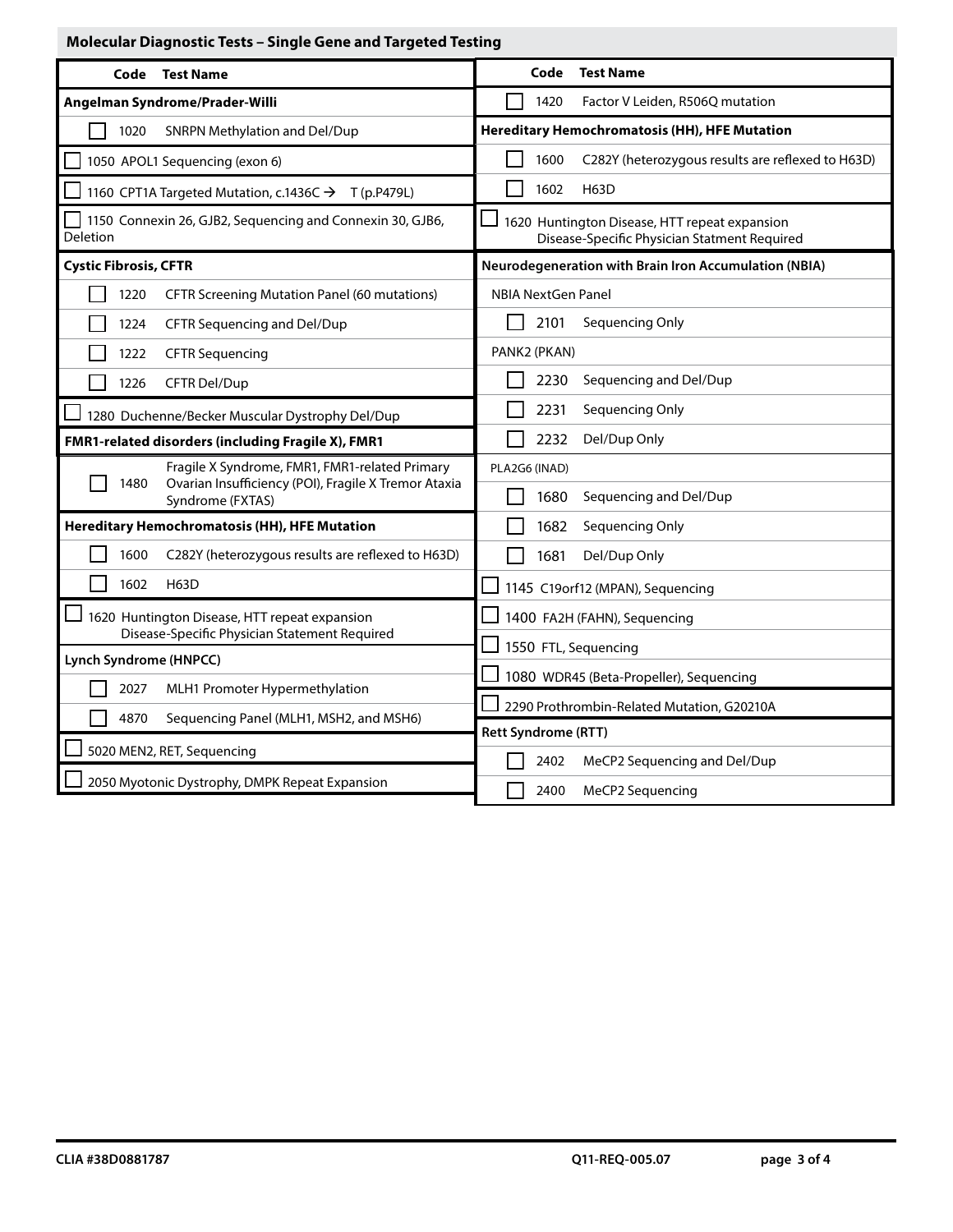## Molecular Diagnostic Tests – Single Gene and Targeted Testing

| Code | Test Name |
|---|---|
| **Angelman Syndrome/Prader-Willi** | |
| ☐ 1020 | SNRPN Methylation and Del/Dup |
| ☐ 1050 | APOL1 Sequencing (exon 6) |
| ☐ 1160 | CPT1A Targeted Mutation, c.1436C → T (p.P479L) |
| ☐ 1150 | Connexin 26, GJB2, Sequencing and Connexin 30, GJB6, Deletion |
| **Cystic Fibrosis, CFTR** | |
| ☐ 1220 | CFTR Screening Mutation Panel (60 mutations) |
| ☐ 1224 | CFTR Sequencing and Del/Dup |
| ☐ 1222 | CFTR Sequencing |
| ☐ 1226 | CFTR Del/Dup |
| ☐ 1280 | Duchenne/Becker Muscular Dystrophy Del/Dup |
| **FMR1-related disorders (including Fragile X), FMR1** | |
| ☐ 1480 | Fragile X Syndrome, FMR1, FMR1-related Primary Ovarian Insufficiency (POI), Fragile X Tremor Ataxia Syndrome (FXTAS) |
| **Hereditary Hemochromatosis (HH), HFE Mutation** | |
| ☐ 1600 | C282Y (heterozygous results are reflexed to H63D) |
| ☐ 1602 | H63D |
| ☐ 1620 | Huntington Disease, HTT repeat expansion<br>Disease-Specific Physician Statement Required |
| **Lynch Syndrome (HNPCC)** | |
| ☐ 2027 | MLH1 Promoter Hypermethylation |
| ☐ 4870 | Sequencing Panel (MLH1, MSH2, and MSH6) |
| ☐ 5020 | MEN2, RET, Sequencing |
| ☐ 2050 | Myotonic Dystrophy, DMPK Repeat Expansion |

| Code | Test Name |
|---|---|
| ☐ 1420 | Factor V Leiden, R506Q mutation |
| **Hereditary Hemochromatosis (HH), HFE Mutation** | |
| ☐ 1600 | C282Y (heterozygous results are reflexed to H63D) |
| ☐ 1602 | H63D |
| ☐ 1620 | Huntington Disease, HTT repeat expansion<br>Disease-Specific Physician Statment Required |
| **Neurodegeneration with Brain Iron Accumulation (NBIA)** | |
| NBIA NextGen Panel | |
| ☐ 2101 | Sequencing Only |
| PANK2 (PKAN) | |
| ☐ 2230 | Sequencing and Del/Dup |
| ☐ 2231 | Sequencing Only |
| ☐ 2232 | Del/Dup Only |
| PLA2G6 (INAD) | |
| ☐ 1680 | Sequencing and Del/Dup |
| ☐ 1682 | Sequencing Only |
| ☐ 1681 | Del/Dup Only |
| ☐ 1145 | C19orf12 (MPAN), Sequencing |
| ☐ 1400 | FA2H (FAHN), Sequencing |
| ☐ 1550 | FTL, Sequencing |
| ☐ 1080 | WDR45 (Beta-Propeller), Sequencing |
| ☐ 2290 | Prothrombin-Related Mutation, G20210A |
| **Rett Syndrome (RTT)** | |
| ☐ 2402 | MeCP2 Sequencing and Del/Dup |
| ☐ 2400 | MeCP2 Sequencing |

CLIA #38D0881787 Q11-REQ-005.07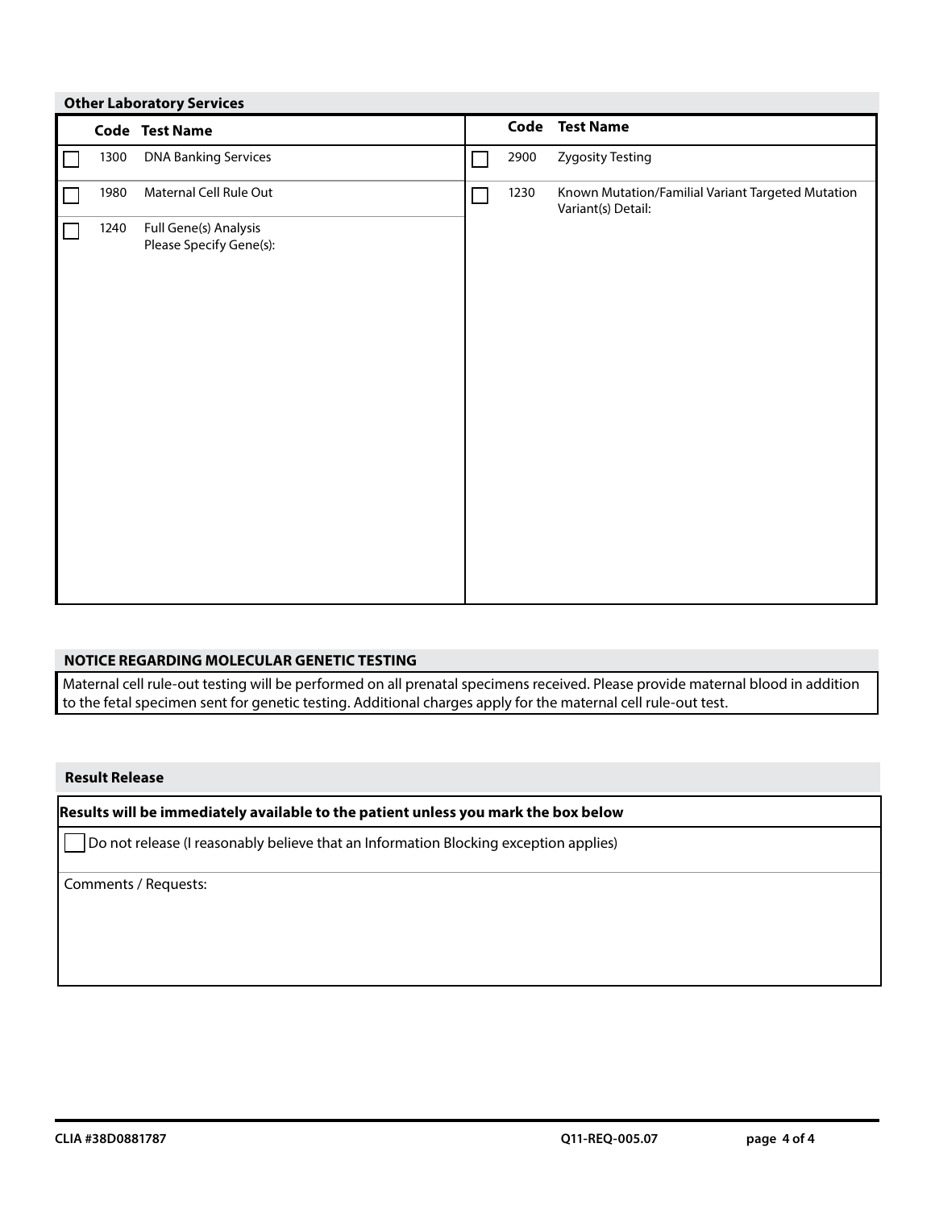## Other Laboratory Services

| | Code | Test Name | | Code | Test Name |
|---|---|---|---|---|---|
| ☐ | 1300 | DNA Banking Services | ☐ | 2900 | Zygosity Testing |
| ☐ | 1980 | Maternal Cell Rule Out | ☐ | 1230 | Known Mutation/Familial Variant Targeted Mutation Variant(s) Detail: |
| ☐ | 1240 | Full Gene(s) Analysis Please Specify Gene(s): | | | |

## NOTICE REGARDING MOLECULAR GENETIC TESTING

Maternal cell rule-out testing will be performed on all prenatal specimens received. Please provide maternal blood in addition to the fetal specimen sent for genetic testing. Additional charges apply for the maternal cell rule-out test.

## Result Release

**Results will be immediately available to the patient unless you mark the box below**

☐ Do not release (I reasonably believe that an Information Blocking exception applies)

Comments / Requests:

CLIA #38D0881787

Q11-REQ-005.07